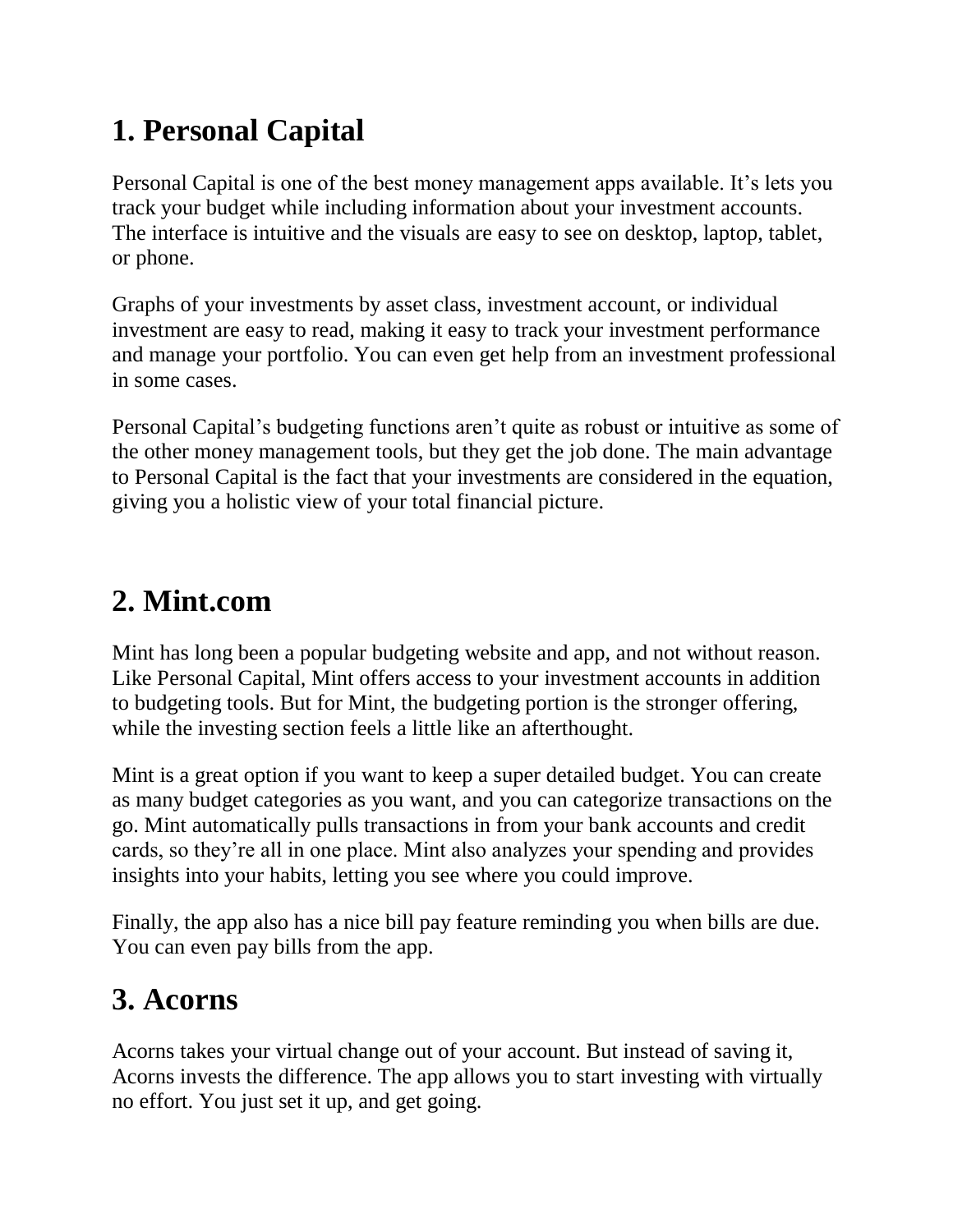## 1. Personal Capital

Personal Capital is one of the best money management apps available. It's lets you track your budget while including information about your investment accounts. The interface is intuitive and the visuals are easy to see on desktop, laptop, tablet, or phone.

Graphs of your investments by asset class, investment account, or individual investment are easy to read, making it easy to track your investment performance and manage your portfolio. You can even get help from an investment professional in some cases.

Personal Capital's budgeting functions aren't quite as robust or intuitive as some of the other money management tools, but they get the job done. The main advantage to Personal Capital is the fact that your investments are considered in the equation, giving you a holistic view of your total financial picture.

## 2. Mint.com

Mint has long been a popular budgeting website and app, and not without reason. Like Personal Capital, Mint offers access to your investment accounts in addition to budgeting tools. But for Mint, the budgeting portion is the stronger offering, while the investing section feels a little like an afterthought.

Mint is a great option if you want to keep a super detailed budget. You can create as many budget categories as you want, and you can categorize transactions on the go. Mint automatically pulls transactions in from your bank accounts and credit cards, so they're all in one place. Mint also analyzes your spending and provides insights into your habits, letting you see where you could improve.

Finally, the app also has a nice bill pay feature reminding you when bills are due. You can even pay bills from the app.

## 3. Acorns

Acorns takes your virtual change out of your account. But instead of saving it, Acorns invests the difference. The app allows you to start investing with virtually no effort. You just set it up, and get going.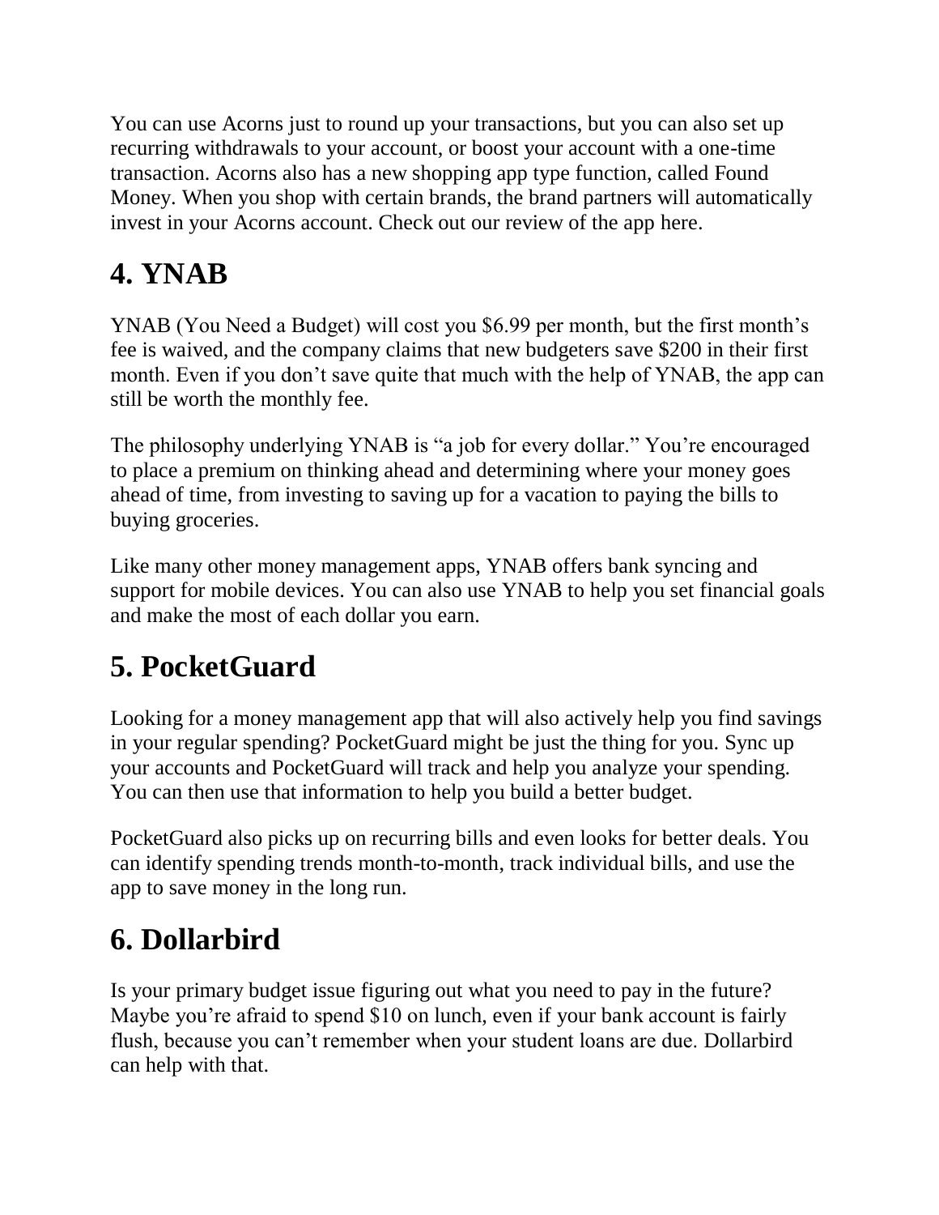You can use Acorns just to round up your transactions, but you can also set up recurring withdrawals to your account, or boost your account with a one-time transaction. Acorns also has a new shopping app type function, called Found Money. When you shop with certain brands, the brand partners will automatically invest in your Acorns account. Check out our review of the app here.

## 4. YNAB

YNAB (You Need a Budget) will cost you $6.99 per month, but the first month's fee is waived, and the company claims that new budgeters save $200 in their first month. Even if you don't save quite that much with the help of YNAB, the app can still be worth the monthly fee.

The philosophy underlying YNAB is "a job for every dollar." You're encouraged to place a premium on thinking ahead and determining where your money goes ahead of time, from investing to saving up for a vacation to paying the bills to buying groceries.

Like many other money management apps, YNAB offers bank syncing and support for mobile devices. You can also use YNAB to help you set financial goals and make the most of each dollar you earn.

## 5. PocketGuard

Looking for a money management app that will also actively help you find savings in your regular spending? PocketGuard might be just the thing for you. Sync up your accounts and PocketGuard will track and help you analyze your spending. You can then use that information to help you build a better budget.

PocketGuard also picks up on recurring bills and even looks for better deals. You can identify spending trends month-to-month, track individual bills, and use the app to save money in the long run.

## 6. Dollarbird

Is your primary budget issue figuring out what you need to pay in the future? Maybe you're afraid to spend $10 on lunch, even if your bank account is fairly flush, because you can't remember when your student loans are due. Dollarbird can help with that.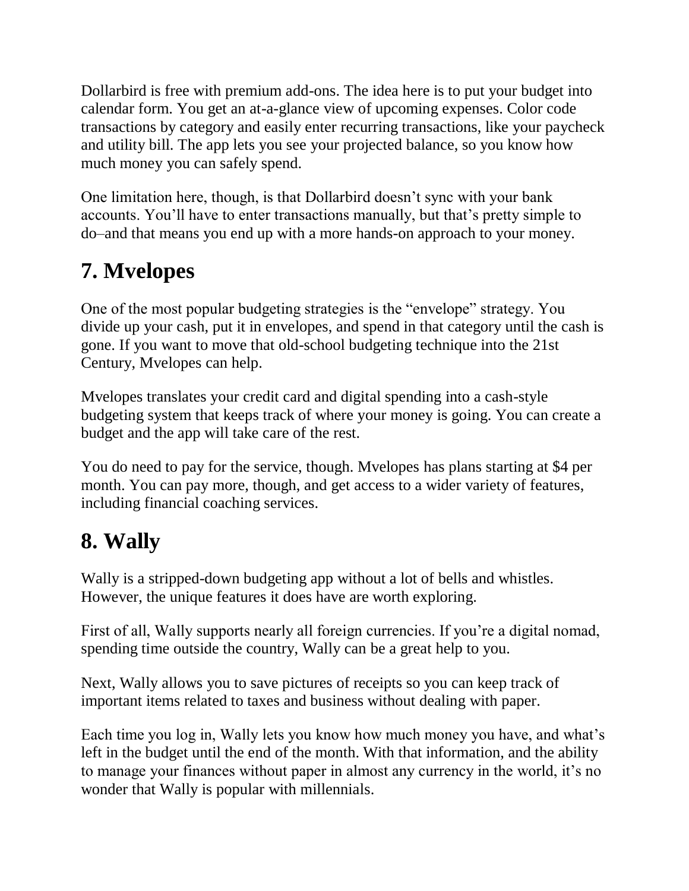Dollarbird is free with premium add-ons. The idea here is to put your budget into calendar form. You get an at-a-glance view of upcoming expenses. Color code transactions by category and easily enter recurring transactions, like your paycheck and utility bill. The app lets you see your projected balance, so you know how much money you can safely spend.

One limitation here, though, is that Dollarbird doesn't sync with your bank accounts. You'll have to enter transactions manually, but that's pretty simple to do–and that means you end up with a more hands-on approach to your money.

## 7. Mvelopes

One of the most popular budgeting strategies is the "envelope" strategy. You divide up your cash, put it in envelopes, and spend in that category until the cash is gone. If you want to move that old-school budgeting technique into the 21st Century, Mvelopes can help.

Mvelopes translates your credit card and digital spending into a cash-style budgeting system that keeps track of where your money is going. You can create a budget and the app will take care of the rest.

You do need to pay for the service, though. Mvelopes has plans starting at $4 per month. You can pay more, though, and get access to a wider variety of features, including financial coaching services.

## 8. Wally

Wally is a stripped-down budgeting app without a lot of bells and whistles. However, the unique features it does have are worth exploring.

First of all, Wally supports nearly all foreign currencies. If you're a digital nomad, spending time outside the country, Wally can be a great help to you.

Next, Wally allows you to save pictures of receipts so you can keep track of important items related to taxes and business without dealing with paper.

Each time you log in, Wally lets you know how much money you have, and what's left in the budget until the end of the month. With that information, and the ability to manage your finances without paper in almost any currency in the world, it's no wonder that Wally is popular with millennials.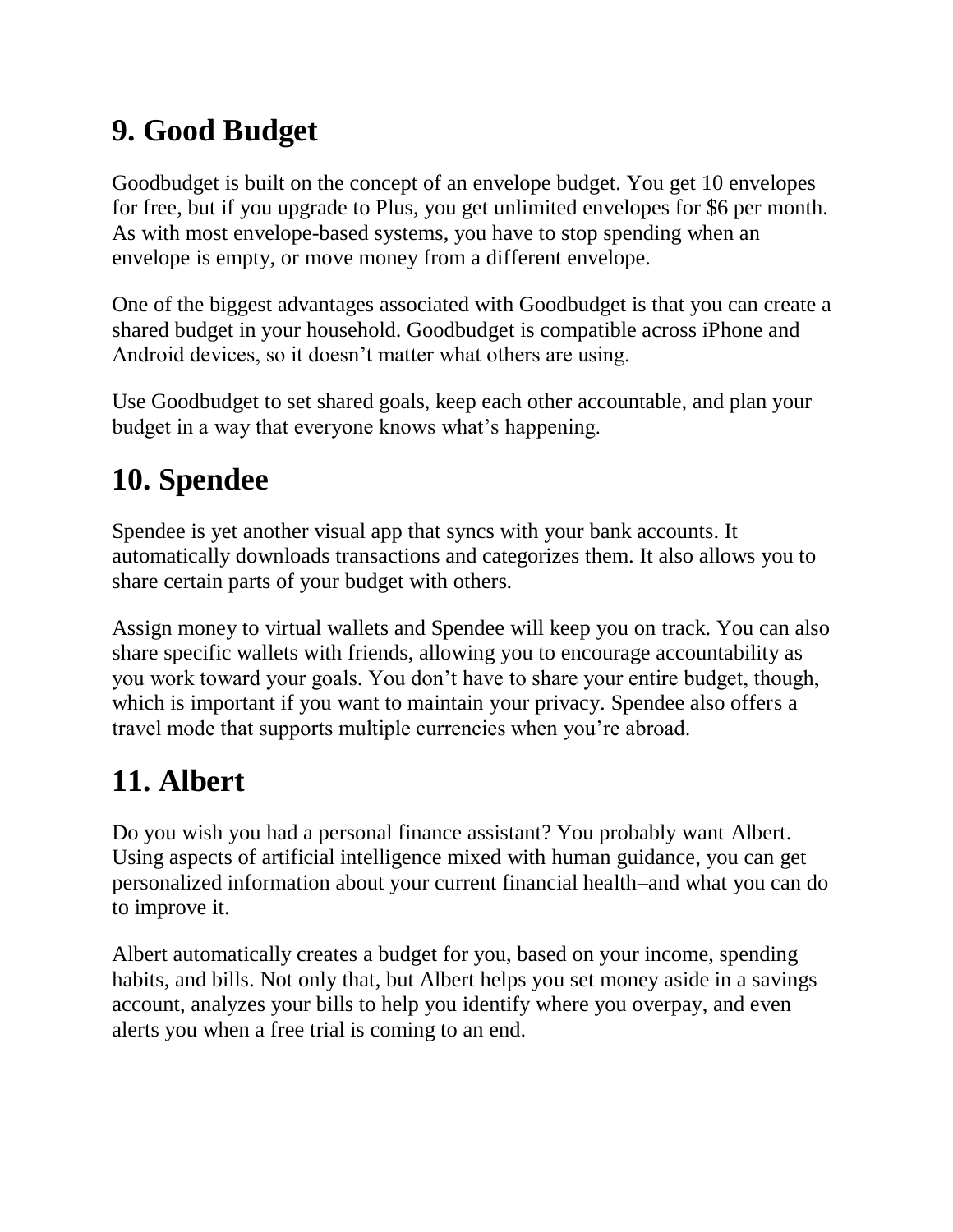## 9. Good Budget

Goodbudget is built on the concept of an envelope budget. You get 10 envelopes for free, but if you upgrade to Plus, you get unlimited envelopes for $6 per month. As with most envelope-based systems, you have to stop spending when an envelope is empty, or move money from a different envelope.

One of the biggest advantages associated with Goodbudget is that you can create a shared budget in your household. Goodbudget is compatible across iPhone and Android devices, so it doesn't matter what others are using.

Use Goodbudget to set shared goals, keep each other accountable, and plan your budget in a way that everyone knows what's happening.

## 10. Spendee

Spendee is yet another visual app that syncs with your bank accounts. It automatically downloads transactions and categorizes them. It also allows you to share certain parts of your budget with others.

Assign money to virtual wallets and Spendee will keep you on track. You can also share specific wallets with friends, allowing you to encourage accountability as you work toward your goals. You don't have to share your entire budget, though, which is important if you want to maintain your privacy. Spendee also offers a travel mode that supports multiple currencies when you're abroad.

## 11. Albert

Do you wish you had a personal finance assistant? You probably want Albert. Using aspects of artificial intelligence mixed with human guidance, you can get personalized information about your current financial health–and what you can do to improve it.

Albert automatically creates a budget for you, based on your income, spending habits, and bills. Not only that, but Albert helps you set money aside in a savings account, analyzes your bills to help you identify where you overpay, and even alerts you when a free trial is coming to an end.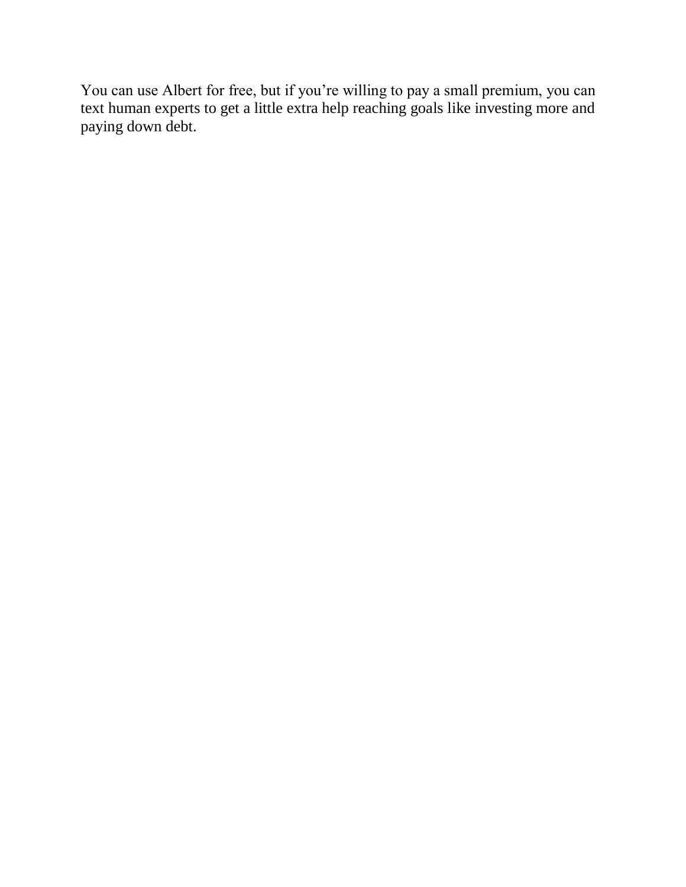You can use Albert for free, but if you’re willing to pay a small premium, you can text human experts to get a little extra help reaching goals like investing more and paying down debt.